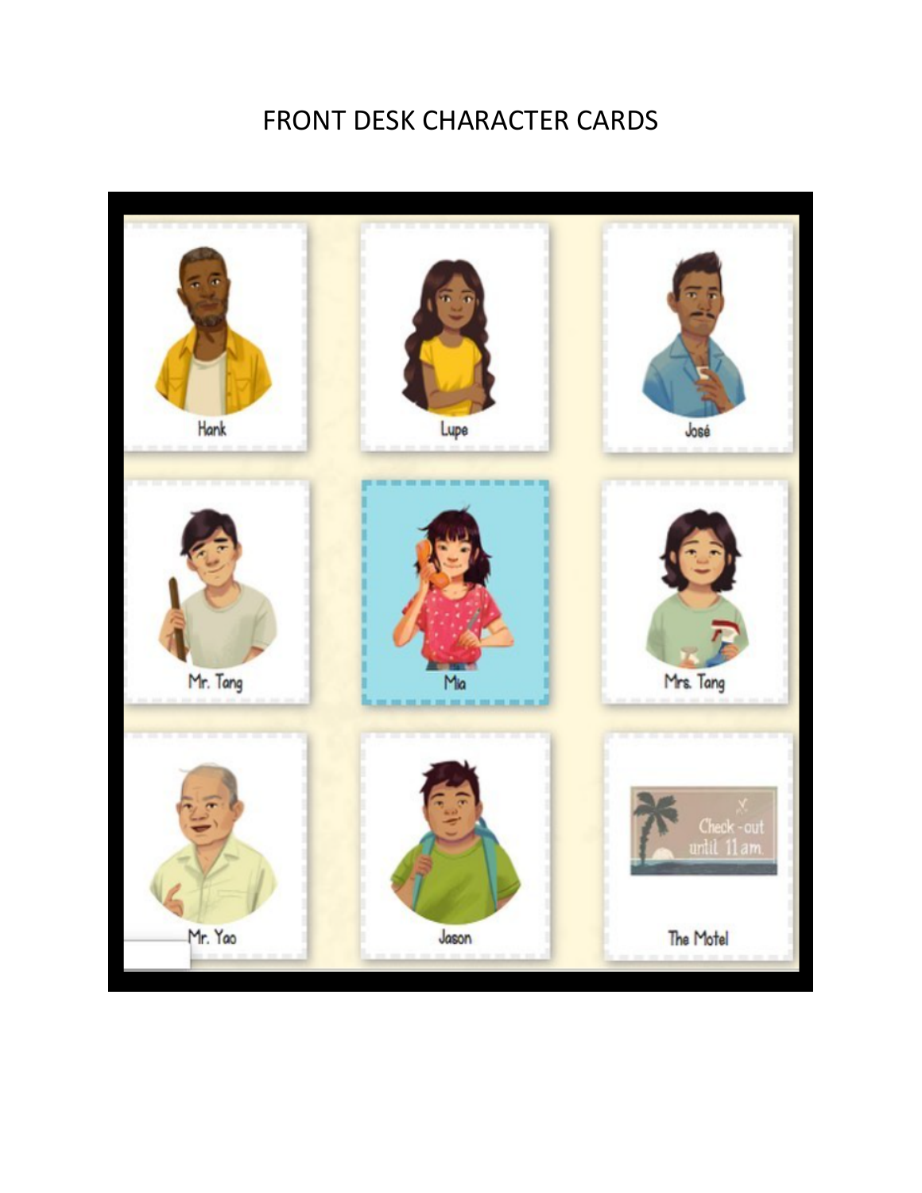# FRONT DESK CHARACTER CARDS

Hank

Lupe

José

Mr. Tang

Mia

Mrs. Tang

Mr. Yao

Jason

Check-out until 11am.

The Motel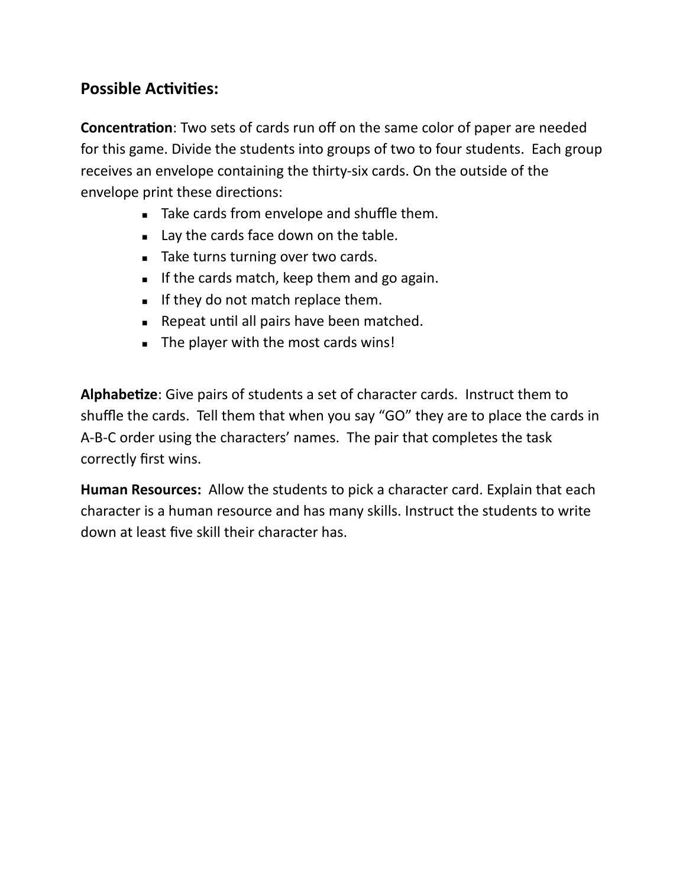**Possible Activities:**

**Concentration**: Two sets of cards run off on the same color of paper are needed for this game. Divide the students into groups of two to four students. Each group receives an envelope containing the thirty-six cards. On the outside of the envelope print these directions:

- Take cards from envelope and shuffle them.
- Lay the cards face down on the table.
- Take turns turning over two cards.
- If the cards match, keep them and go again.
- If they do not match replace them.
- Repeat until all pairs have been matched.
- The player with the most cards wins!

**Alphabetize**: Give pairs of students a set of character cards. Instruct them to shuffle the cards. Tell them that when you say "GO" they are to place the cards in A-B-C order using the characters' names. The pair that completes the task correctly first wins.

**Human Resources:** Allow the students to pick a character card. Explain that each character is a human resource and has many skills. Instruct the students to write down at least five skill their character has.